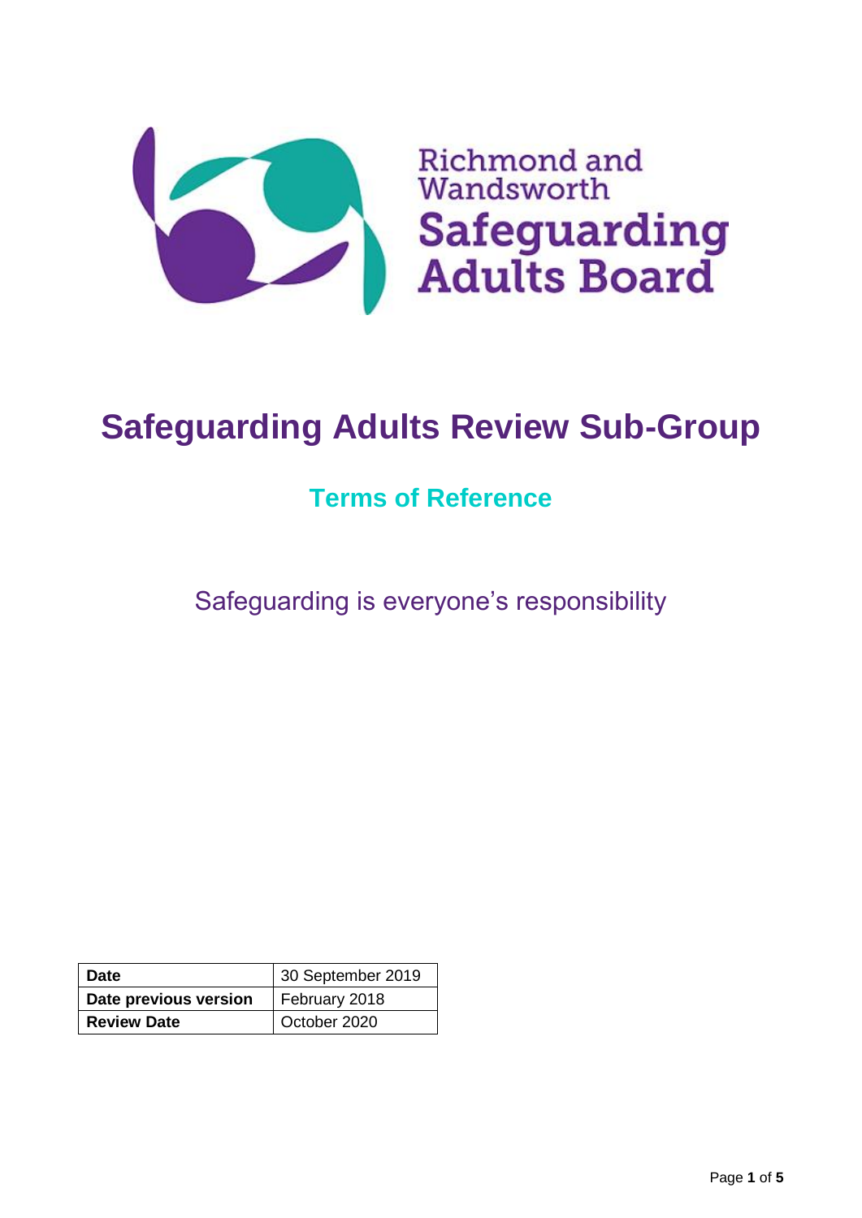Richmond and Wandsworth
**Safeguarding Adults Board**

# Safeguarding Adults Review Sub-Group

## Terms of Reference

Safeguarding is everyone's responsibility

| **Date** | 30 September 2019 |
|---|---|
| **Date previous version** | February 2018 |
| **Review Date** | October 2020 |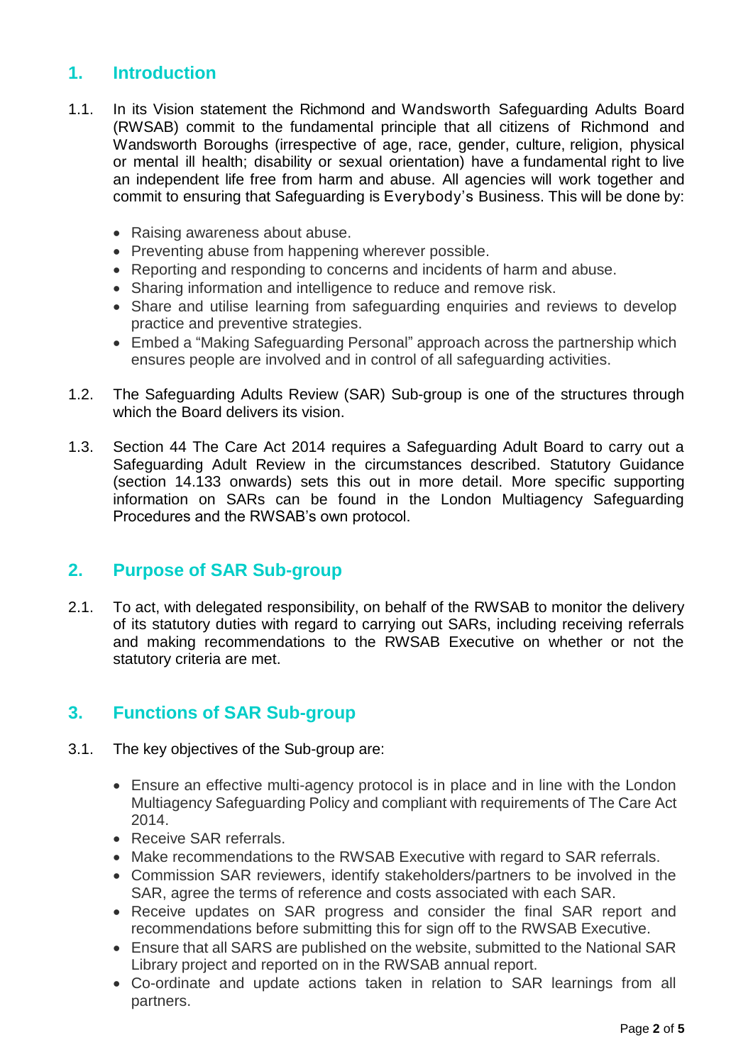## 1. Introduction

1.1. In its Vision statement the Richmond and Wandsworth Safeguarding Adults Board (RWSAB) commit to the fundamental principle that all citizens of Richmond and Wandsworth Boroughs (irrespective of age, race, gender, culture, religion, physical or mental ill health; disability or sexual orientation) have a fundamental right to live an independent life free from harm and abuse. All agencies will work together and commit to ensuring that Safeguarding is Everybody's Business. This will be done by:

- Raising awareness about abuse.
- Preventing abuse from happening wherever possible.
- Reporting and responding to concerns and incidents of harm and abuse.
- Sharing information and intelligence to reduce and remove risk.
- Share and utilise learning from safeguarding enquiries and reviews to develop practice and preventive strategies.
- Embed a "Making Safeguarding Personal" approach across the partnership which ensures people are involved and in control of all safeguarding activities.

1.2. The Safeguarding Adults Review (SAR) Sub-group is one of the structures through which the Board delivers its vision.

1.3. Section 44 The Care Act 2014 requires a Safeguarding Adult Board to carry out a Safeguarding Adult Review in the circumstances described. Statutory Guidance (section 14.133 onwards) sets this out in more detail. More specific supporting information on SARs can be found in the London Multiagency Safeguarding Procedures and the RWSAB's own protocol.

## 2. Purpose of SAR Sub-group

2.1. To act, with delegated responsibility, on behalf of the RWSAB to monitor the delivery of its statutory duties with regard to carrying out SARs, including receiving referrals and making recommendations to the RWSAB Executive on whether or not the statutory criteria are met.

## 3. Functions of SAR Sub-group

3.1. The key objectives of the Sub-group are:

- Ensure an effective multi-agency protocol is in place and in line with the London Multiagency Safeguarding Policy and compliant with requirements of The Care Act 2014.
- Receive SAR referrals.
- Make recommendations to the RWSAB Executive with regard to SAR referrals.
- Commission SAR reviewers, identify stakeholders/partners to be involved in the SAR, agree the terms of reference and costs associated with each SAR.
- Receive updates on SAR progress and consider the final SAR report and recommendations before submitting this for sign off to the RWSAB Executive.
- Ensure that all SARS are published on the website, submitted to the National SAR Library project and reported on in the RWSAB annual report.
- Co-ordinate and update actions taken in relation to SAR learnings from all partners.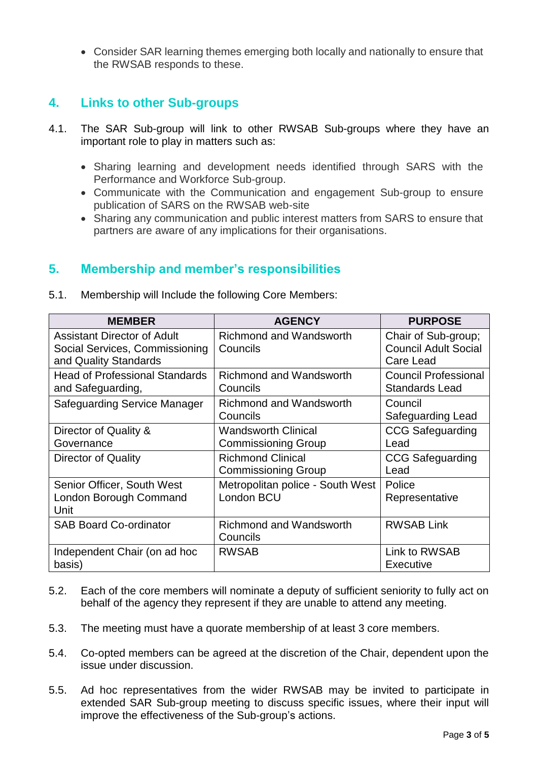- Consider SAR learning themes emerging both locally and nationally to ensure that the RWSAB responds to these.

## 4. Links to other Sub-groups

4.1. The SAR Sub-group will link to other RWSAB Sub-groups where they have an important role to play in matters such as:

- Sharing learning and development needs identified through SARS with the Performance and Workforce Sub-group.
- Communicate with the Communication and engagement Sub-group to ensure publication of SARS on the RWSAB web-site
- Sharing any communication and public interest matters from SARS to ensure that partners are aware of any implications for their organisations.

## 5. Membership and member's responsibilities

5.1. Membership will Include the following Core Members:

| MEMBER | AGENCY | PURPOSE |
|---|---|---|
| Assistant Director of Adult Social Services, Commissioning and Quality Standards | Richmond and Wandsworth Councils | Chair of Sub-group; Council Adult Social Care Lead |
| Head of Professional Standards and Safeguarding, | Richmond and Wandsworth Councils | Council Professional Standards Lead |
| Safeguarding Service Manager | Richmond and Wandsworth Councils | Council Safeguarding Lead |
| Director of Quality & Governance | Wandsworth Clinical Commissioning Group | CCG Safeguarding Lead |
| Director of Quality | Richmond Clinical Commissioning Group | CCG Safeguarding Lead |
| Senior Officer, South West London Borough Command Unit | Metropolitan police - South West London BCU | Police Representative |
| SAB Board Co-ordinator | Richmond and Wandsworth Councils | RWSAB Link |
| Independent Chair (on ad hoc basis) | RWSAB | Link to RWSAB Executive |

5.2. Each of the core members will nominate a deputy of sufficient seniority to fully act on behalf of the agency they represent if they are unable to attend any meeting.

5.3. The meeting must have a quorate membership of at least 3 core members.

5.4. Co-opted members can be agreed at the discretion of the Chair, dependent upon the issue under discussion.

5.5. Ad hoc representatives from the wider RWSAB may be invited to participate in extended SAR Sub-group meeting to discuss specific issues, where their input will improve the effectiveness of the Sub-group's actions.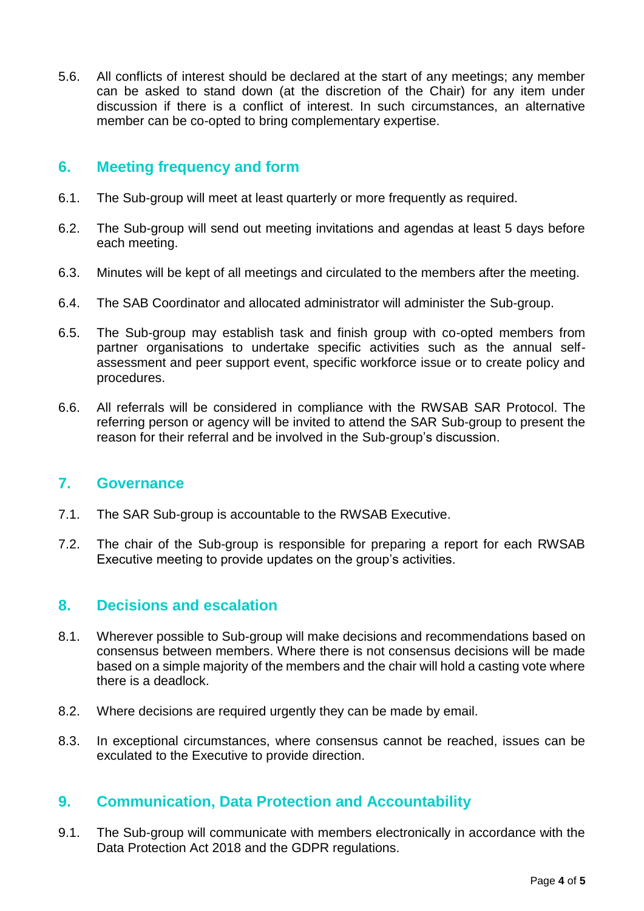5.6. All conflicts of interest should be declared at the start of any meetings; any member can be asked to stand down (at the discretion of the Chair) for any item under discussion if there is a conflict of interest. In such circumstances, an alternative member can be co-opted to bring complementary expertise.

## 6. Meeting frequency and form

6.1. The Sub-group will meet at least quarterly or more frequently as required.

6.2. The Sub-group will send out meeting invitations and agendas at least 5 days before each meeting.

6.3. Minutes will be kept of all meetings and circulated to the members after the meeting.

6.4. The SAB Coordinator and allocated administrator will administer the Sub-group.

6.5. The Sub-group may establish task and finish group with co-opted members from partner organisations to undertake specific activities such as the annual self-assessment and peer support event, specific workforce issue or to create policy and procedures.

6.6. All referrals will be considered in compliance with the RWSAB SAR Protocol. The referring person or agency will be invited to attend the SAR Sub-group to present the reason for their referral and be involved in the Sub-group's discussion.

## 7. Governance

7.1. The SAR Sub-group is accountable to the RWSAB Executive.

7.2. The chair of the Sub-group is responsible for preparing a report for each RWSAB Executive meeting to provide updates on the group's activities.

## 8. Decisions and escalation

8.1. Wherever possible to Sub-group will make decisions and recommendations based on consensus between members. Where there is not consensus decisions will be made based on a simple majority of the members and the chair will hold a casting vote where there is a deadlock.

8.2. Where decisions are required urgently they can be made by email.

8.3. In exceptional circumstances, where consensus cannot be reached, issues can be exculated to the Executive to provide direction.

## 9. Communication, Data Protection and Accountability

9.1. The Sub-group will communicate with members electronically in accordance with the Data Protection Act 2018 and the GDPR regulations.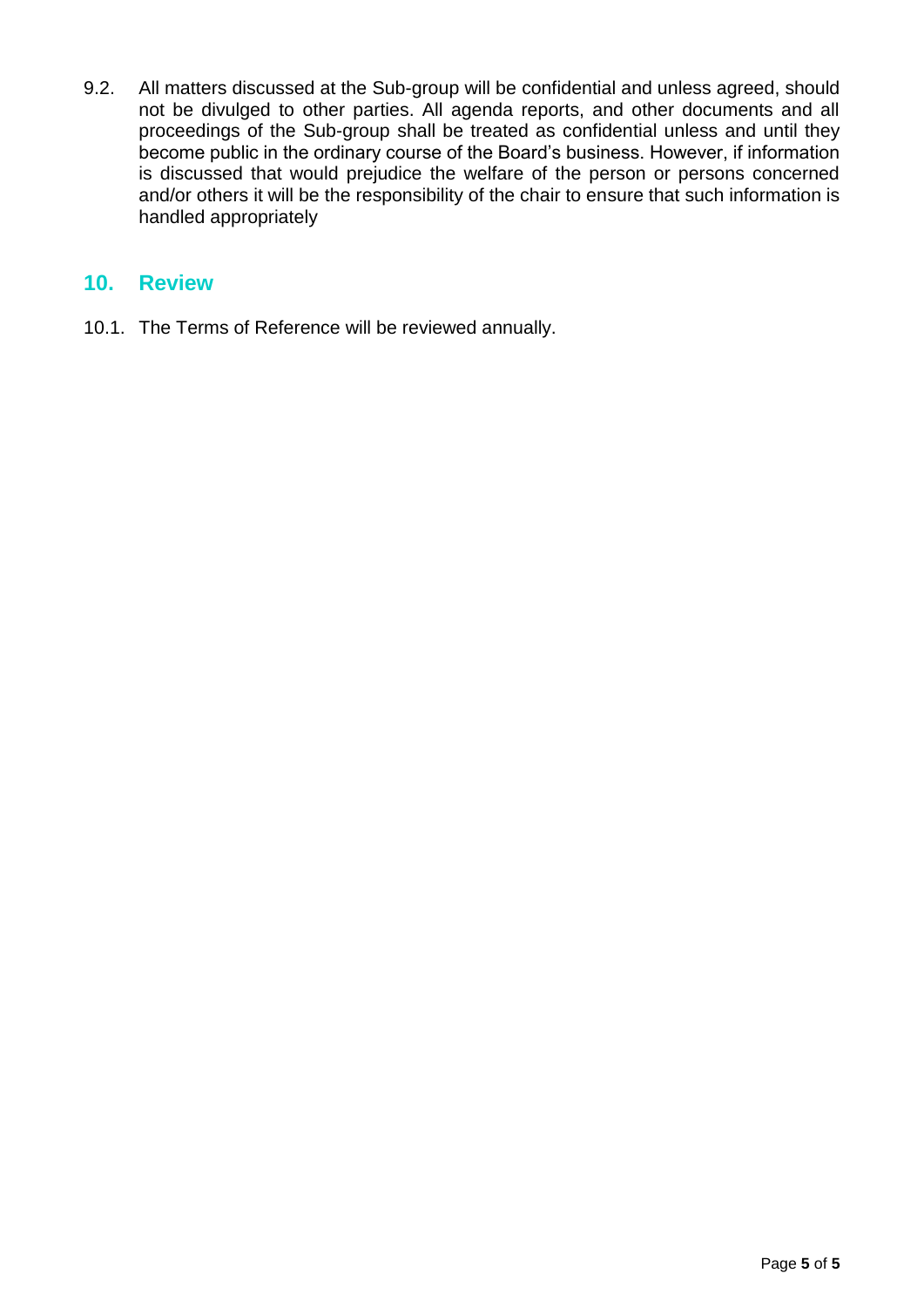9.2. All matters discussed at the Sub-group will be confidential and unless agreed, should not be divulged to other parties. All agenda reports, and other documents and all proceedings of the Sub-group shall be treated as confidential unless and until they become public in the ordinary course of the Board's business. However, if information is discussed that would prejudice the welfare of the person or persons concerned and/or others it will be the responsibility of the chair to ensure that such information is handled appropriately

## 10. Review

10.1. The Terms of Reference will be reviewed annually.